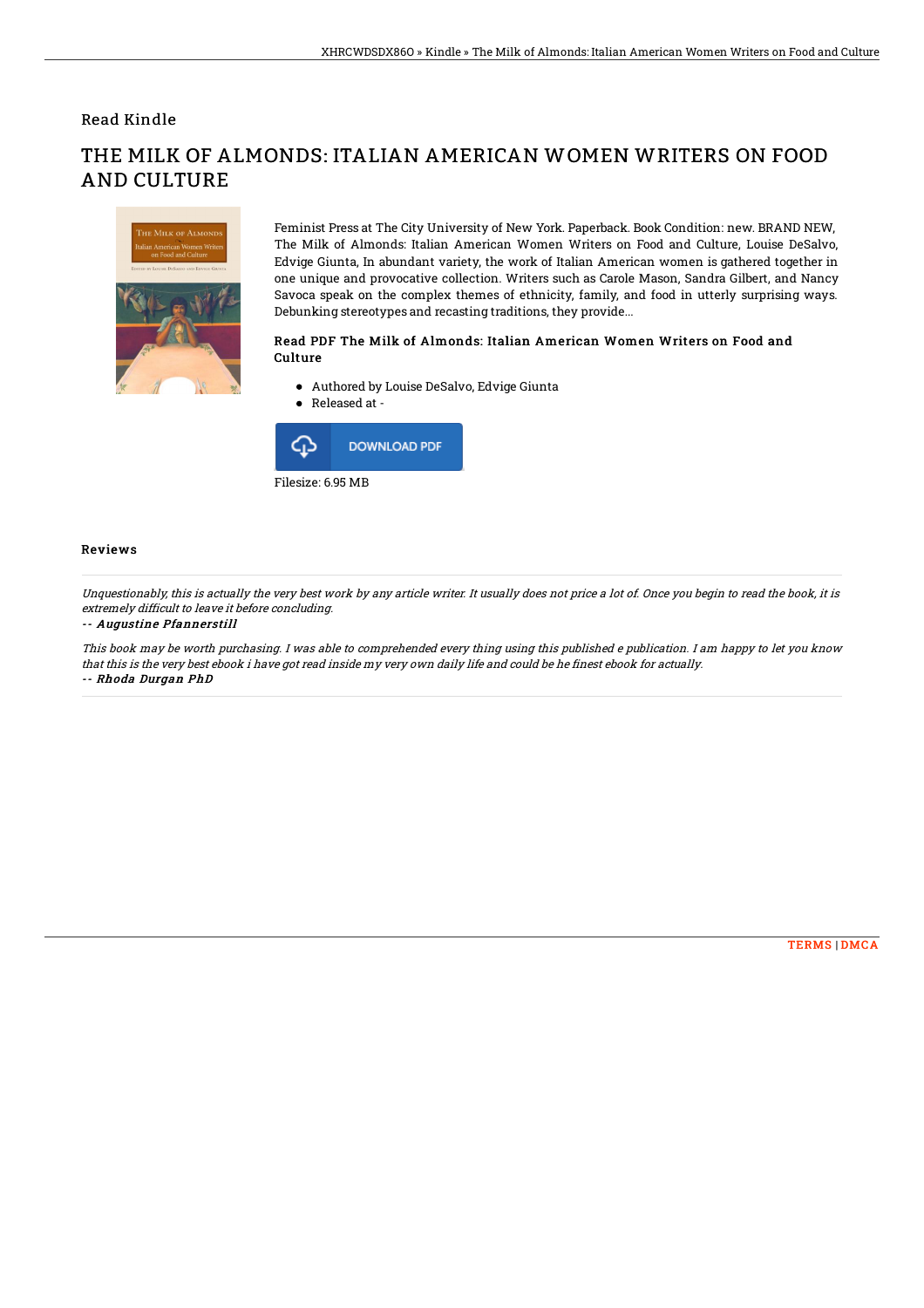Read Kindle

# THE MILK OF ALMONDS: ITALIAN AMERICAN WOMEN WRITERS ON FOOD AND CULTURE

Feminist Press at The City University of New York. Paperback. Book Condition: new. BRAND NEW, The Milk of Almonds: Italian American Women Writers on Food and Culture, Louise DeSalvo, Edvige Giunta, In abundant variety, the work of Italian American women is gathered together in one unique and provocative collection. Writers such as Carole Mason, Sandra Gilbert, and Nancy Savoca speak on the complex themes of ethnicity, family, and food in utterly surprising ways. Debunking stereotypes and recasting traditions, they provide...

### Read PDF The Milk of Almonds: Italian American Women Writers on Food and Culture

- Authored by Louise DeSalvo, Edvige Giunta
- Released at -

DOWNLOAD PDF

Filesize: 6.95 MB

## Reviews

*Unquestionably, this is actually the very best work by any article writer. It usually does not price a lot of. Once you begin to read the book, it is extremely difficult to leave it before concluding.*

*-- Augustine Pfannerstill*

*This book may be worth purchasing. I was able to comprehended every thing using this published e publication. I am happy to let you know that this is the very best ebook i have got read inside my very own daily life and could be he finest ebook for actually.*

*-- Rhoda Durgan PhD*

TERMS | DMCA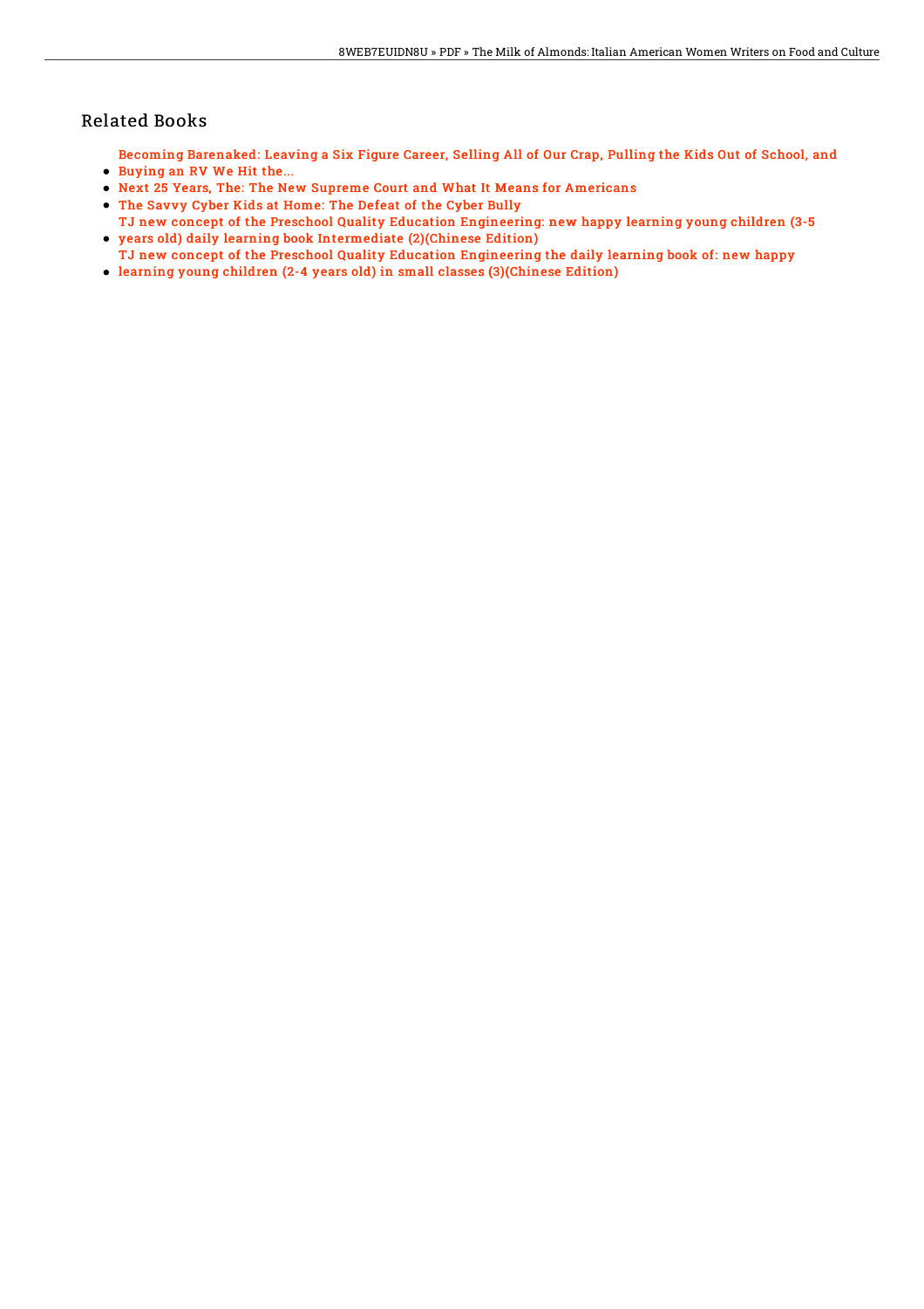## Related Books

- Becoming Barenaked: Leaving a Six Figure Career, Selling All of Our Crap, Pulling the Kids Out of School, and Buying an RV We Hit the...
- Next 25 Years, The: The New Supreme Court and What It Means for Americans
- The Savvy Cyber Kids at Home: The Defeat of the Cyber Bully
- TJ new concept of the Preschool Quality Education Engineering: new happy learning young children (3-5 years old) daily learning book Intermediate (2)(Chinese Edition)
- TJ new concept of the Preschool Quality Education Engineering the daily learning book of: new happy learning young children (2-4 years old) in small classes (3)(Chinese Edition)